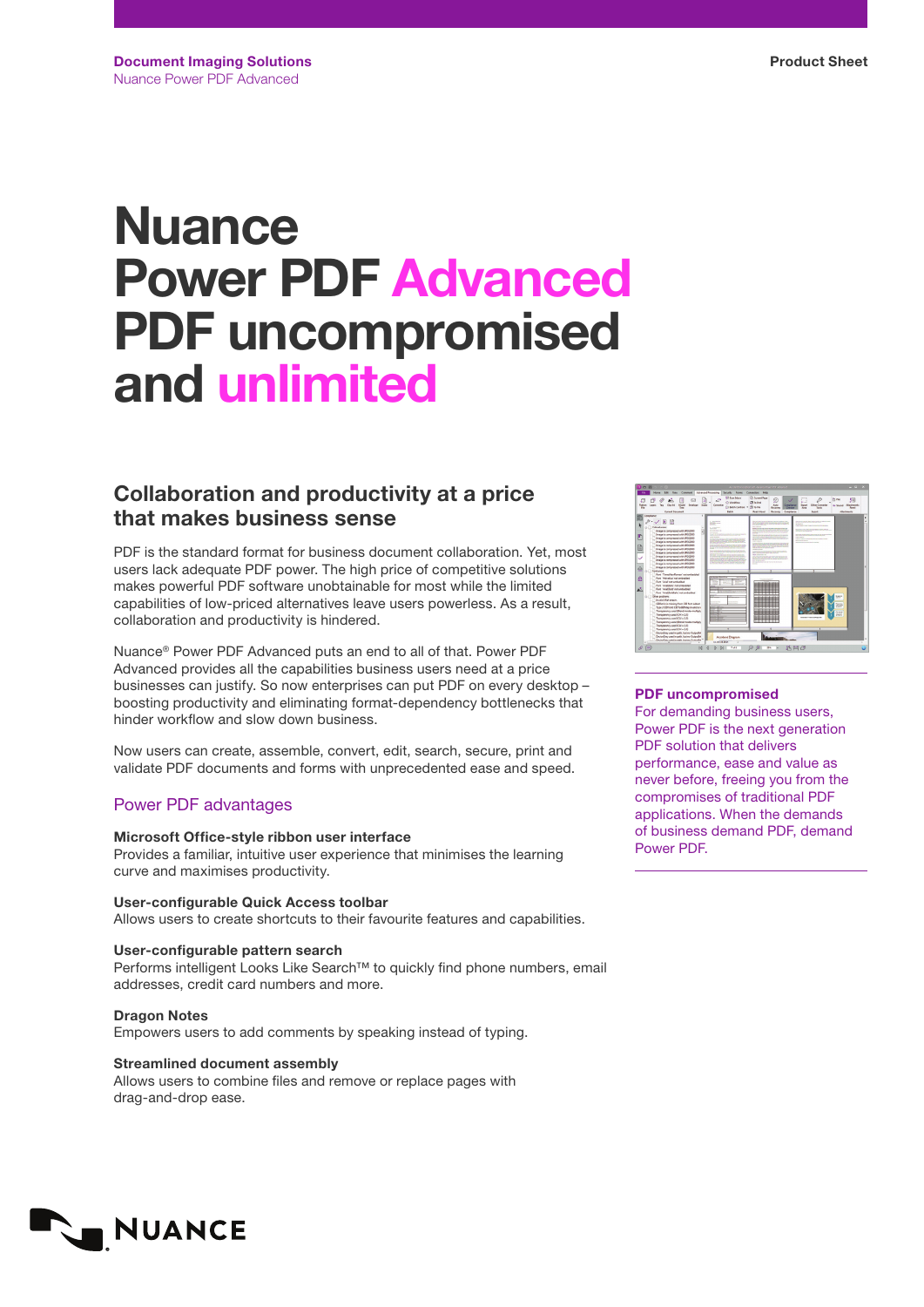**Document Imaging Solutions**
Nuance Power PDF Advanced

**Product Sheet**

# Nuance Power PDF Advanced PDF uncompromised and unlimited

## Collaboration and productivity at a price that makes business sense

PDF is the standard format for business document collaboration. Yet, most users lack adequate PDF power. The high price of competitive solutions makes powerful PDF software unobtainable for most while the limited capabilities of low-priced alternatives leave users powerless. As a result, collaboration and productivity is hindered.

Nuance® Power PDF Advanced puts an end to all of that. Power PDF Advanced provides all the capabilities business users need at a price businesses can justify. So now enterprises can put PDF on every desktop – boosting productivity and eliminating format-dependency bottlenecks that hinder workflow and slow down business.

Now users can create, assemble, convert, edit, search, secure, print and validate PDF documents and forms with unprecedented ease and speed.

### Power PDF advantages

**Microsoft Office-style ribbon user interface**
Provides a familiar, intuitive user experience that minimises the learning curve and maximises productivity.

**User-configurable Quick Access toolbar**
Allows users to create shortcuts to their favourite features and capabilities.

**User-configurable pattern search**
Performs intelligent Looks Like Search™ to quickly find phone numbers, email addresses, credit card numbers and more.

**Dragon Notes**
Empowers users to add comments by speaking instead of typing.

**Streamlined document assembly**
Allows users to combine files and remove or replace pages with drag-and-drop ease.

**PDF uncompromised**
For demanding business users, Power PDF is the next generation PDF solution that delivers performance, ease and value as never before, freeing you from the compromises of traditional PDF applications. When the demands of business demand PDF, demand Power PDF.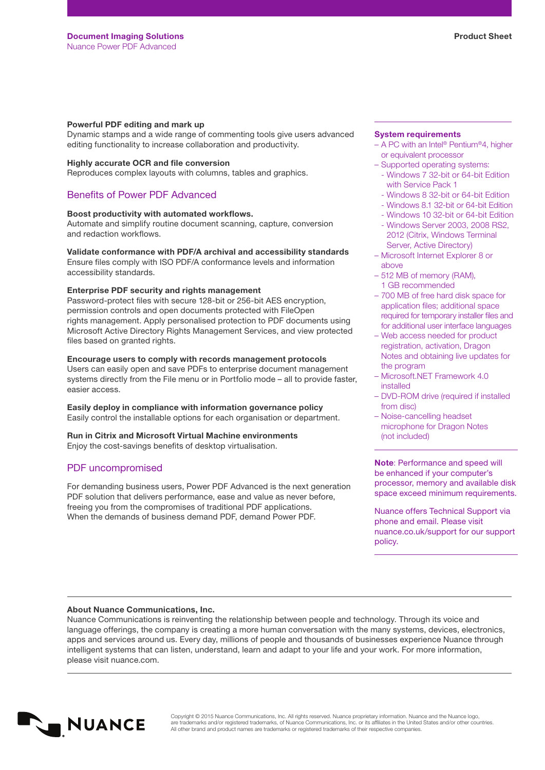**Powerful PDF editing and mark up**
Dynamic stamps and a wide range of commenting tools give users advanced editing functionality to increase collaboration and productivity.

**Highly accurate OCR and file conversion**
Reproduces complex layouts with columns, tables and graphics.

## Benefits of Power PDF Advanced

**Boost productivity with automated workflows.**
Automate and simplify routine document scanning, capture, conversion and redaction workflows.

**Validate conformance with PDF/A archival and accessibility standards**
Ensure files comply with ISO PDF/A conformance levels and information accessibility standards.

**Enterprise PDF security and rights management**
Password-protect files with secure 128-bit or 256-bit AES encryption, permission controls and open documents protected with FileOpen rights management. Apply personalised protection to PDF documents using Microsoft Active Directory Rights Management Services, and view protected files based on granted rights.

**Encourage users to comply with records management protocols**
Users can easily open and save PDFs to enterprise document management systems directly from the File menu or in Portfolio mode – all to provide faster, easier access.

**Easily deploy in compliance with information governance policy**
Easily control the installable options for each organisation or department.

**Run in Citrix and Microsoft Virtual Machine environments**
Enjoy the cost-savings benefits of desktop virtualisation.

## PDF uncompromised

For demanding business users, Power PDF Advanced is the next generation PDF solution that delivers performance, ease and value as never before, freeing you from the compromises of traditional PDF applications. When the demands of business demand PDF, demand Power PDF.

### System requirements

- A PC with an Intel® Pentium®4, higher or equivalent processor
- Supported operating systems:
  - Windows 7 32-bit or 64-bit Edition with Service Pack 1
  - Windows 8 32-bit or 64-bit Edition
  - Windows 8.1 32-bit or 64-bit Edition
  - Windows 10 32-bit or 64-bit Edition
  - Windows Server 2003, 2008 RS2, 2012 (Citrix, Windows Terminal Server, Active Directory)
- Microsoft Internet Explorer 8 or above
- 512 MB of memory (RAM), 1 GB recommended
- 700 MB of free hard disk space for application files; additional space required for temporary installer files and for additional user interface languages
- Web access needed for product registration, activation, Dragon Notes and obtaining live updates for the program
- Microsoft.NET Framework 4.0 installed
- DVD-ROM drive (required if installed from disc)
- Noise-cancelling headset microphone for Dragon Notes (not included)

**Note**: Performance and speed will be enhanced if your computer's processor, memory and available disk space exceed minimum requirements.

Nuance offers Technical Support via phone and email. Please visit nuance.co.uk/support for our support policy.

**About Nuance Communications, Inc.**
Nuance Communications is reinventing the relationship between people and technology. Through its voice and language offerings, the company is creating a more human conversation with the many systems, devices, electronics, apps and services around us. Every day, millions of people and thousands of businesses experience Nuance through intelligent systems that can listen, understand, learn and adapt to your life and your work. For more information, please visit nuance.com.

NUANCE

Copyright © 2015 Nuance Communications, Inc. All rights reserved. Nuance proprietary information. Nuance and the Nuance logo, are trademarks and/or registered trademarks, of Nuance Communications, Inc. or its affiliates in the United States and/or other countries. All other brand and product names are trademarks or registered trademarks of their respective companies.